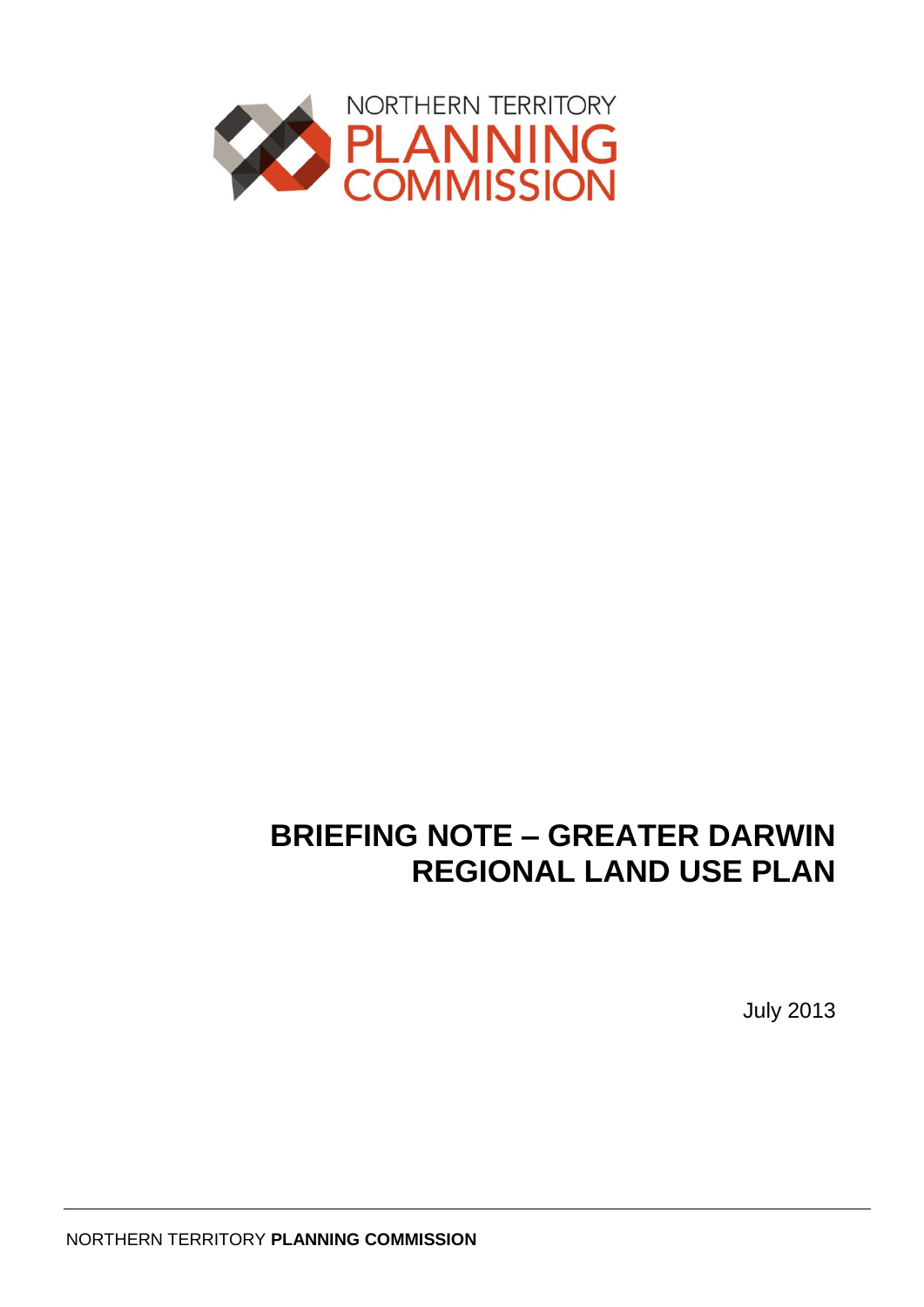NORTHERN TERRITORY
PLANNING
COMMISSION

# BRIEFING NOTE – GREATER DARWIN REGIONAL LAND USE PLAN

July 2013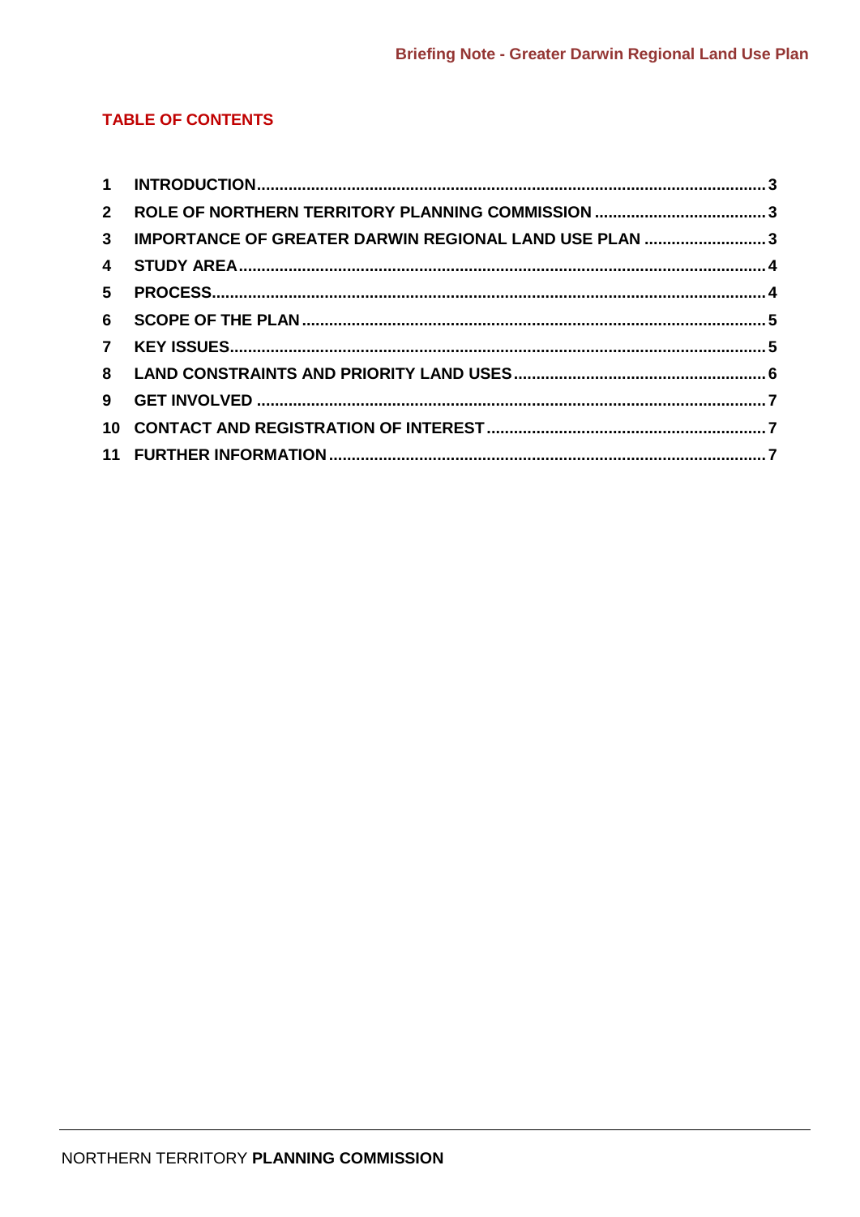## TABLE OF CONTENTS

1 INTRODUCTION ..... 3
2 ROLE OF NORTHERN TERRITORY PLANNING COMMISSION ..... 3
3 IMPORTANCE OF GREATER DARWIN REGIONAL LAND USE PLAN ..... 3
4 STUDY AREA ..... 4
5 PROCESS ..... 4
6 SCOPE OF THE PLAN ..... 5
7 KEY ISSUES ..... 5
8 LAND CONSTRAINTS AND PRIORITY LAND USES ..... 6
9 GET INVOLVED ..... 7
10 CONTACT AND REGISTRATION OF INTEREST ..... 7
11 FURTHER INFORMATION ..... 7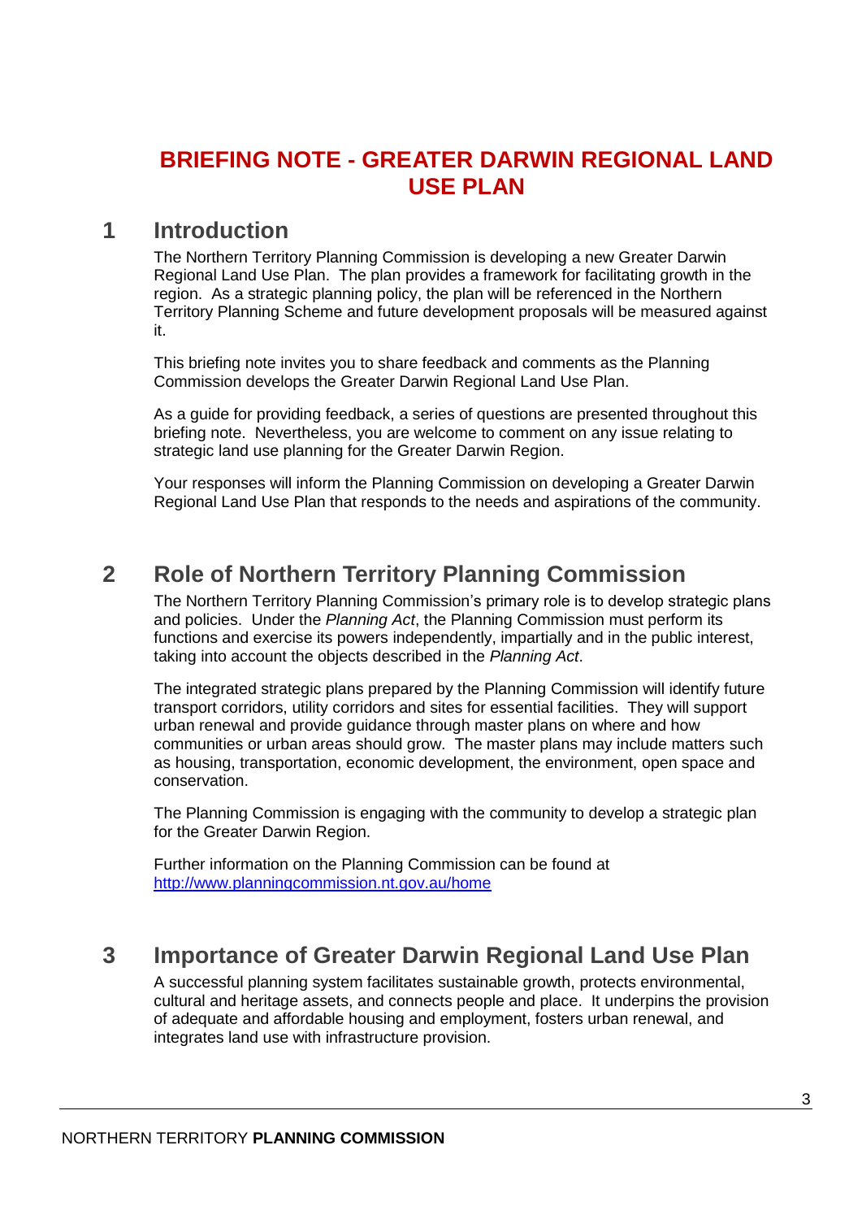# BRIEFING NOTE - GREATER DARWIN REGIONAL LAND USE PLAN

## 1 Introduction

The Northern Territory Planning Commission is developing a new Greater Darwin Regional Land Use Plan. The plan provides a framework for facilitating growth in the region. As a strategic planning policy, the plan will be referenced in the Northern Territory Planning Scheme and future development proposals will be measured against it.

This briefing note invites you to share feedback and comments as the Planning Commission develops the Greater Darwin Regional Land Use Plan.

As a guide for providing feedback, a series of questions are presented throughout this briefing note. Nevertheless, you are welcome to comment on any issue relating to strategic land use planning for the Greater Darwin Region.

Your responses will inform the Planning Commission on developing a Greater Darwin Regional Land Use Plan that responds to the needs and aspirations of the community.

## 2 Role of Northern Territory Planning Commission

The Northern Territory Planning Commission's primary role is to develop strategic plans and policies. Under the *Planning Act*, the Planning Commission must perform its functions and exercise its powers independently, impartially and in the public interest, taking into account the objects described in the *Planning Act*.

The integrated strategic plans prepared by the Planning Commission will identify future transport corridors, utility corridors and sites for essential facilities. They will support urban renewal and provide guidance through master plans on where and how communities or urban areas should grow. The master plans may include matters such as housing, transportation, economic development, the environment, open space and conservation.

The Planning Commission is engaging with the community to develop a strategic plan for the Greater Darwin Region.

Further information on the Planning Commission can be found at [http://www.planningcommission.nt.gov.au/home](http://www.planningcommission.nt.gov.au/home)

## 3 Importance of Greater Darwin Regional Land Use Plan

A successful planning system facilitates sustainable growth, protects environmental, cultural and heritage assets, and connects people and place. It underpins the provision of adequate and affordable housing and employment, fosters urban renewal, and integrates land use with infrastructure provision.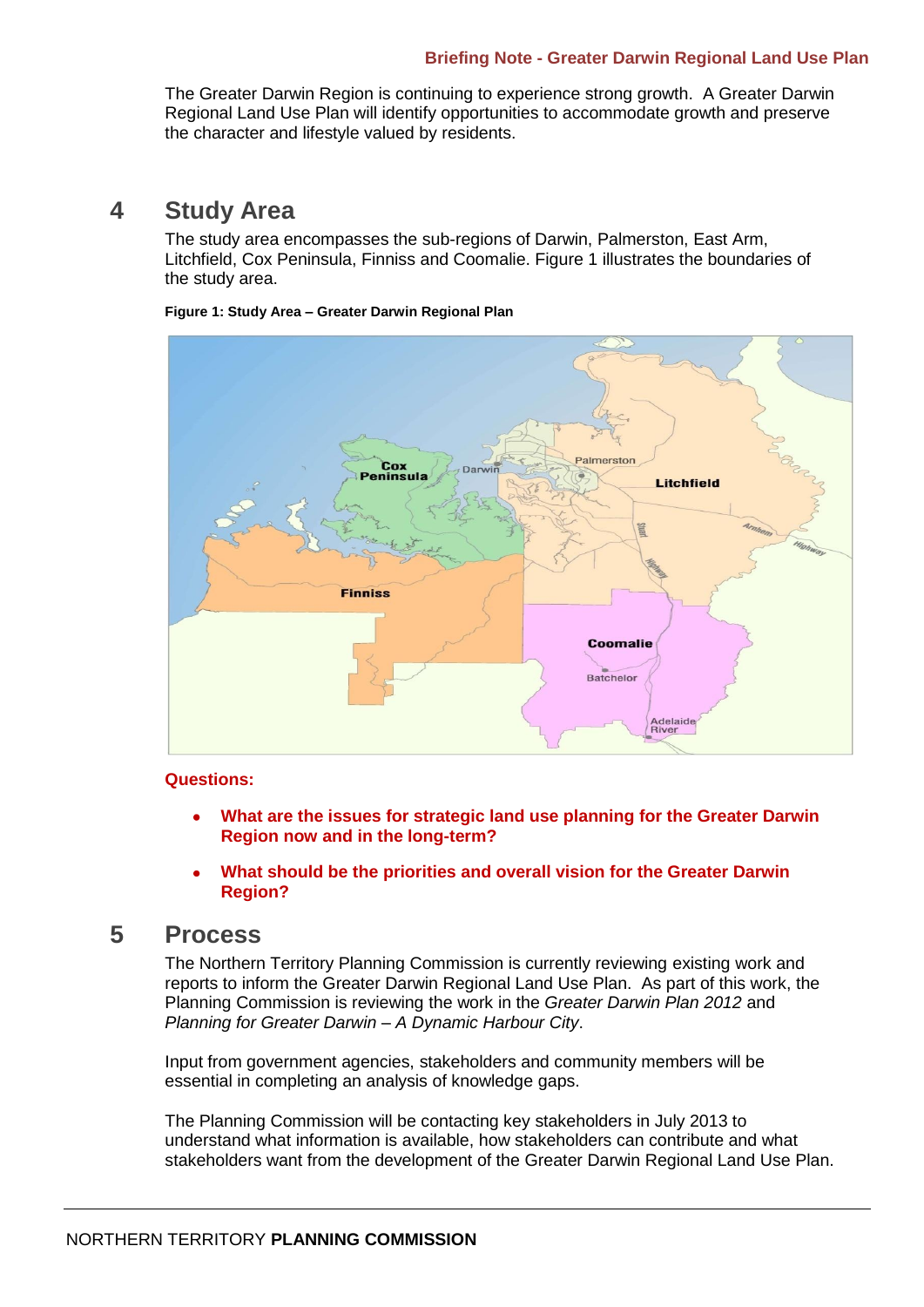The Greater Darwin Region is continuing to experience strong growth. A Greater Darwin Regional Land Use Plan will identify opportunities to accommodate growth and preserve the character and lifestyle valued by residents.

## 4 Study Area

The study area encompasses the sub-regions of Darwin, Palmerston, East Arm, Litchfield, Cox Peninsula, Finniss and Coomalie. Figure 1 illustrates the boundaries of the study area.

**Figure 1: Study Area – Greater Darwin Regional Plan**

**Questions:**

- **What are the issues for strategic land use planning for the Greater Darwin Region now and in the long-term?**
- **What should be the priorities and overall vision for the Greater Darwin Region?**

## 5 Process

The Northern Territory Planning Commission is currently reviewing existing work and reports to inform the Greater Darwin Regional Land Use Plan. As part of this work, the Planning Commission is reviewing the work in the *Greater Darwin Plan 2012* and *Planning for Greater Darwin – A Dynamic Harbour City*.

Input from government agencies, stakeholders and community members will be essential in completing an analysis of knowledge gaps.

The Planning Commission will be contacting key stakeholders in July 2013 to understand what information is available, how stakeholders can contribute and what stakeholders want from the development of the Greater Darwin Regional Land Use Plan.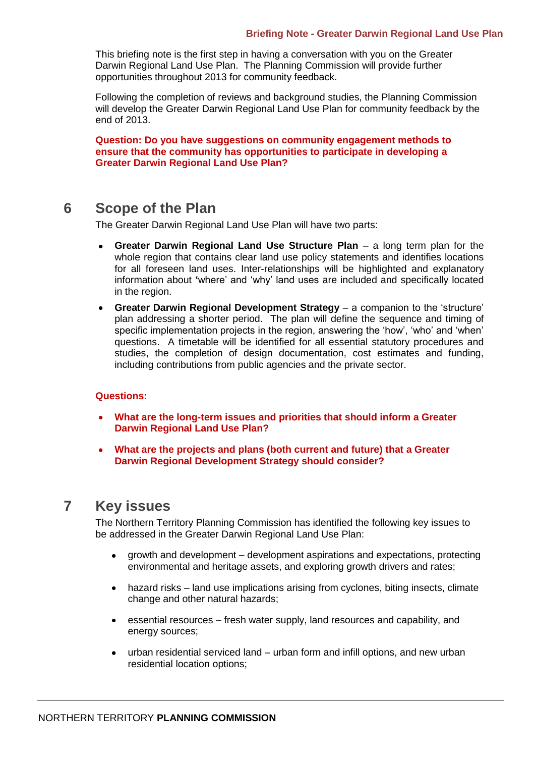This briefing note is the first step in having a conversation with you on the Greater Darwin Regional Land Use Plan. The Planning Commission will provide further opportunities throughout 2013 for community feedback.

Following the completion of reviews and background studies, the Planning Commission will develop the Greater Darwin Regional Land Use Plan for community feedback by the end of 2013.

**Question: Do you have suggestions on community engagement methods to ensure that the community has opportunities to participate in developing a Greater Darwin Regional Land Use Plan?**

## 6 Scope of the Plan

The Greater Darwin Regional Land Use Plan will have two parts:

- **Greater Darwin Regional Land Use Structure Plan** – a long term plan for the whole region that contains clear land use policy statements and identifies locations for all foreseen land uses. Inter-relationships will be highlighted and explanatory information about 'where' and 'why' land uses are included and specifically located in the region.
- **Greater Darwin Regional Development Strategy** – a companion to the 'structure' plan addressing a shorter period. The plan will define the sequence and timing of specific implementation projects in the region, answering the 'how', 'who' and 'when' questions. A timetable will be identified for all essential statutory procedures and studies, the completion of design documentation, cost estimates and funding, including contributions from public agencies and the private sector.

**Questions:**

- **What are the long-term issues and priorities that should inform a Greater Darwin Regional Land Use Plan?**
- **What are the projects and plans (both current and future) that a Greater Darwin Regional Development Strategy should consider?**

## 7 Key issues

The Northern Territory Planning Commission has identified the following key issues to be addressed in the Greater Darwin Regional Land Use Plan:

- growth and development – development aspirations and expectations, protecting environmental and heritage assets, and exploring growth drivers and rates;
- hazard risks – land use implications arising from cyclones, biting insects, climate change and other natural hazards;
- essential resources – fresh water supply, land resources and capability, and energy sources;
- urban residential serviced land – urban form and infill options, and new urban residential location options;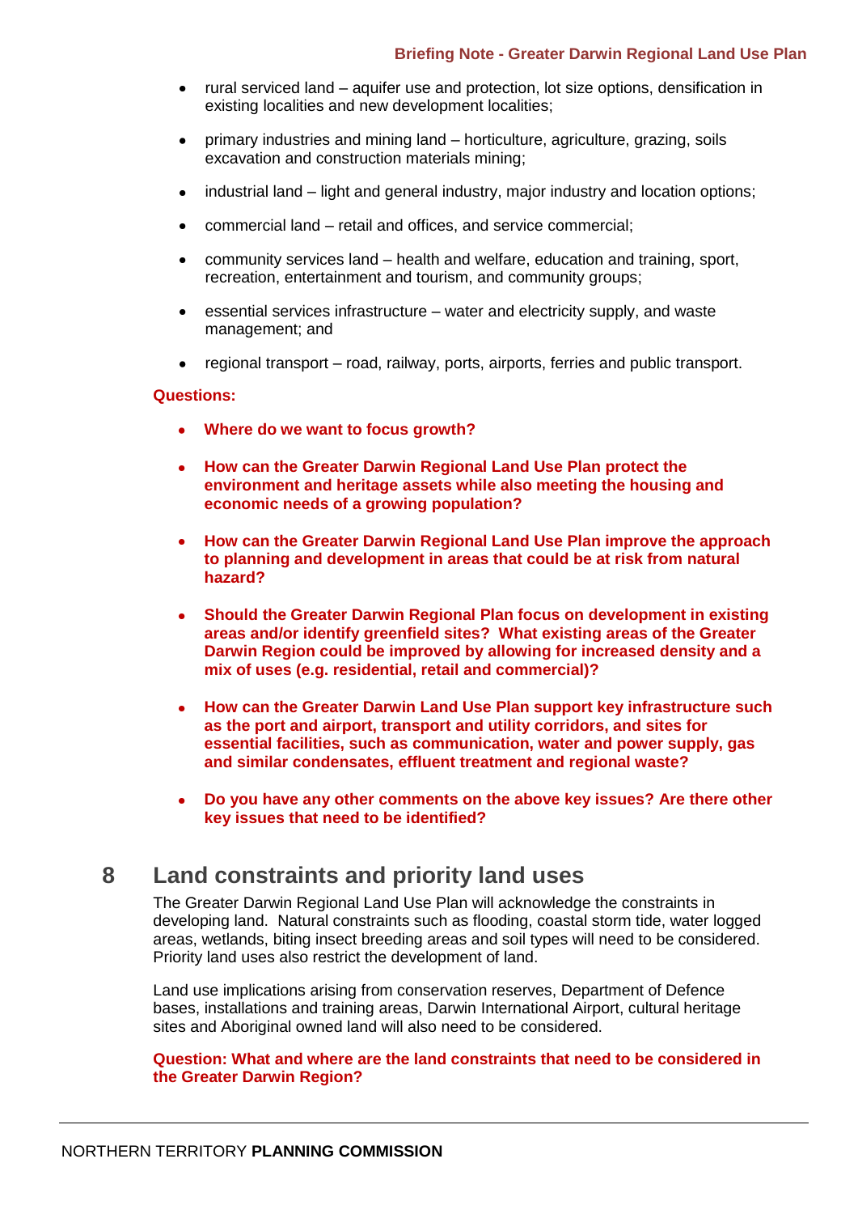- rural serviced land – aquifer use and protection, lot size options, densification in existing localities and new development localities;
- primary industries and mining land – horticulture, agriculture, grazing, soils excavation and construction materials mining;
- industrial land – light and general industry, major industry and location options;
- commercial land – retail and offices, and service commercial;
- community services land – health and welfare, education and training, sport, recreation, entertainment and tourism, and community groups;
- essential services infrastructure – water and electricity supply, and waste management; and
- regional transport – road, railway, ports, airports, ferries and public transport.

**Questions:**

- **Where do we want to focus growth?**
- **How can the Greater Darwin Regional Land Use Plan protect the environment and heritage assets while also meeting the housing and economic needs of a growing population?**
- **How can the Greater Darwin Regional Land Use Plan improve the approach to planning and development in areas that could be at risk from natural hazard?**
- **Should the Greater Darwin Regional Plan focus on development in existing areas and/or identify greenfield sites? What existing areas of the Greater Darwin Region could be improved by allowing for increased density and a mix of uses (e.g. residential, retail and commercial)?**
- **How can the Greater Darwin Land Use Plan support key infrastructure such as the port and airport, transport and utility corridors, and sites for essential facilities, such as communication, water and power supply, gas and similar condensates, effluent treatment and regional waste?**
- **Do you have any other comments on the above key issues? Are there other key issues that need to be identified?**

## 8 Land constraints and priority land uses

The Greater Darwin Regional Land Use Plan will acknowledge the constraints in developing land. Natural constraints such as flooding, coastal storm tide, water logged areas, wetlands, biting insect breeding areas and soil types will need to be considered. Priority land uses also restrict the development of land.

Land use implications arising from conservation reserves, Department of Defence bases, installations and training areas, Darwin International Airport, cultural heritage sites and Aboriginal owned land will also need to be considered.

**Question: What and where are the land constraints that need to be considered in the Greater Darwin Region?**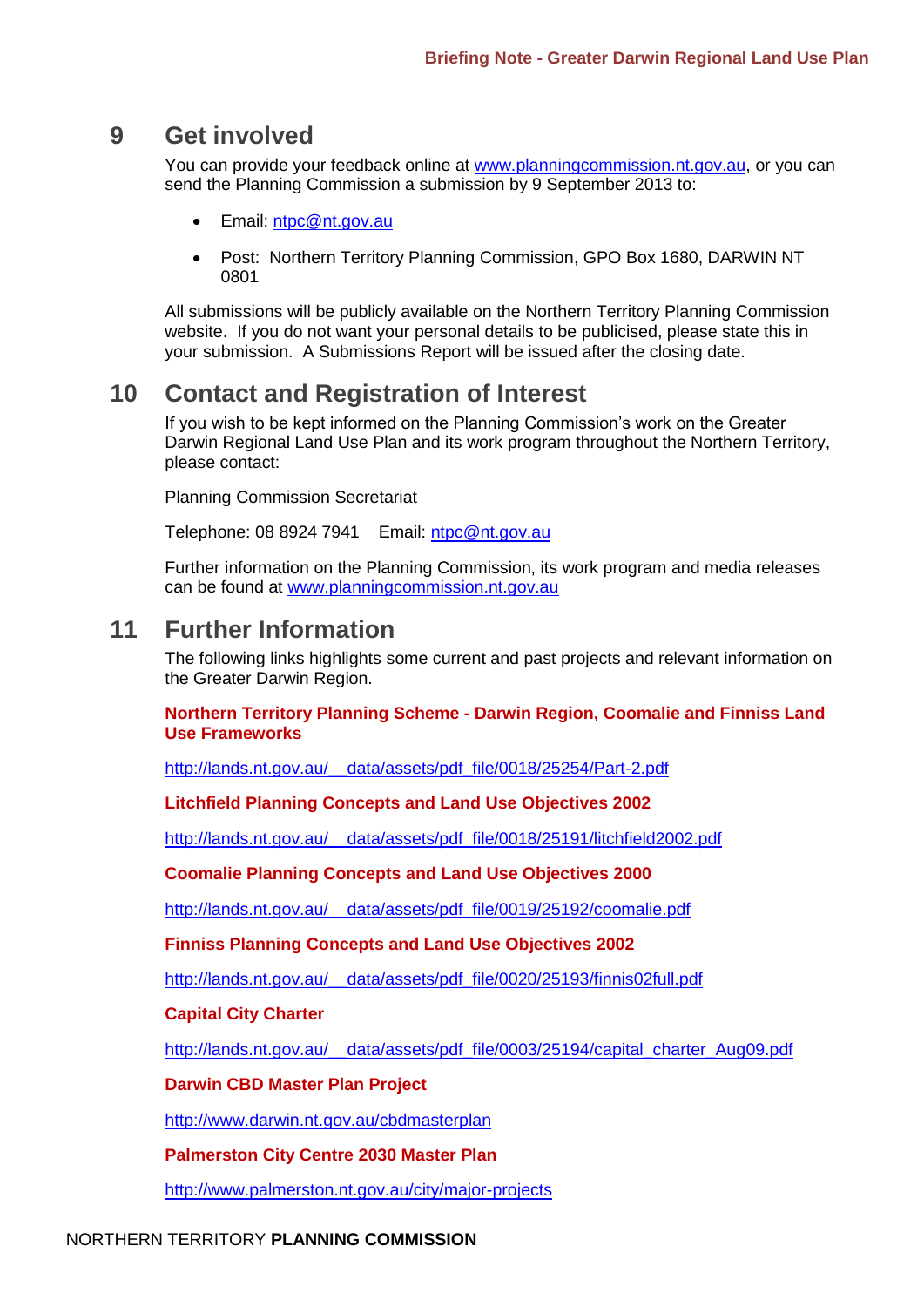## 9 Get involved

You can provide your feedback online at www.planningcommission.nt.gov.au, or you can send the Planning Commission a submission by 9 September 2013 to:

- Email: ntpc@nt.gov.au
- Post: Northern Territory Planning Commission, GPO Box 1680, DARWIN NT 0801

All submissions will be publicly available on the Northern Territory Planning Commission website. If you do not want your personal details to be publicised, please state this in your submission. A Submissions Report will be issued after the closing date.

## 10 Contact and Registration of Interest

If you wish to be kept informed on the Planning Commission's work on the Greater Darwin Regional Land Use Plan and its work program throughout the Northern Territory, please contact:

Planning Commission Secretariat

Telephone: 08 8924 7941 Email: ntpc@nt.gov.au

Further information on the Planning Commission, its work program and media releases can be found at www.planningcommission.nt.gov.au

## 11 Further Information

The following links highlights some current and past projects and relevant information on the Greater Darwin Region.

**Northern Territory Planning Scheme - Darwin Region, Coomalie and Finniss Land Use Frameworks**

http://lands.nt.gov.au/__data/assets/pdf_file/0018/25254/Part-2.pdf

**Litchfield Planning Concepts and Land Use Objectives 2002**

http://lands.nt.gov.au/__data/assets/pdf_file/0018/25191/litchfield2002.pdf

**Coomalie Planning Concepts and Land Use Objectives 2000**

http://lands.nt.gov.au/__data/assets/pdf_file/0019/25192/coomalie.pdf

**Finniss Planning Concepts and Land Use Objectives 2002**

http://lands.nt.gov.au/__data/assets/pdf_file/0020/25193/finnis02full.pdf

**Capital City Charter**

http://lands.nt.gov.au/__data/assets/pdf_file/0003/25194/capital_charter_Aug09.pdf

**Darwin CBD Master Plan Project**

http://www.darwin.nt.gov.au/cbdmasterplan

**Palmerston City Centre 2030 Master Plan**

http://www.palmerston.nt.gov.au/city/major-projects